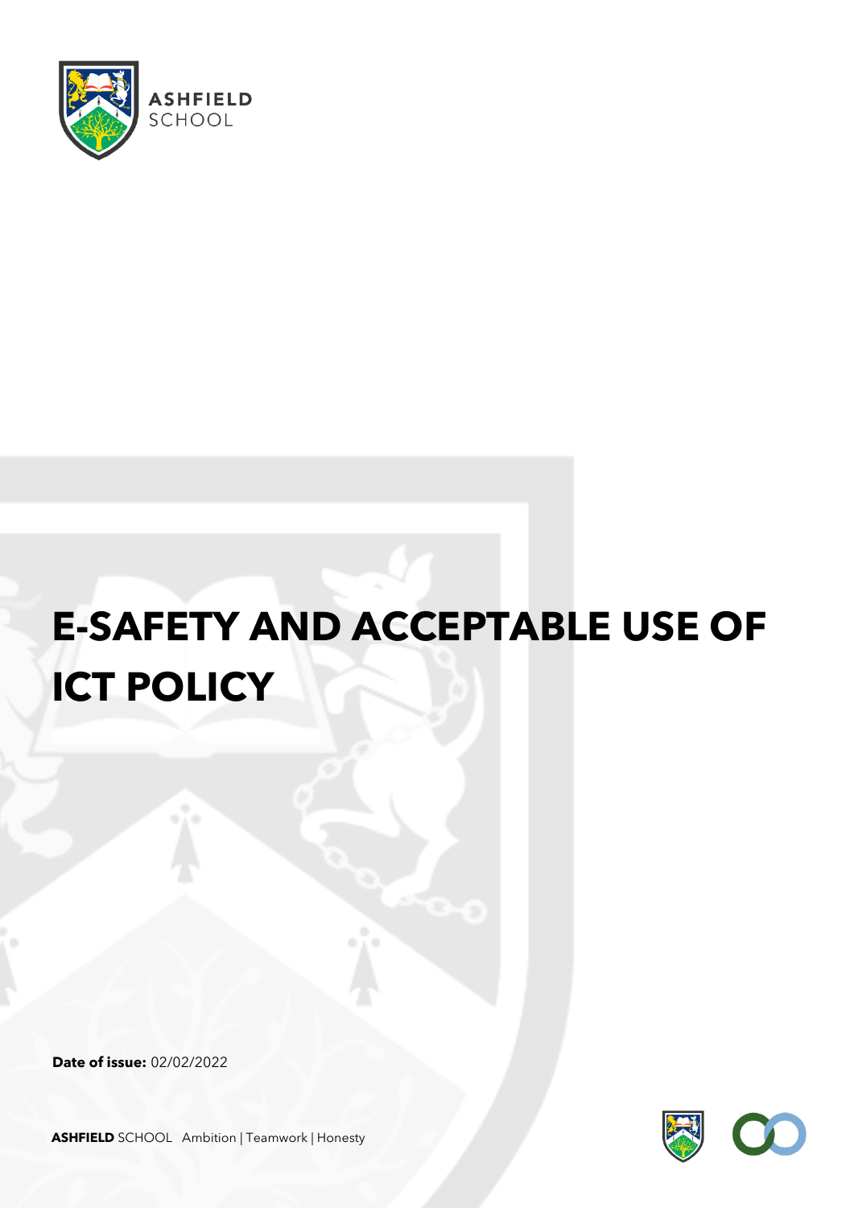ASHFIELD SCHOOL

# E-SAFETY AND ACCEPTABLE USE OF ICT POLICY

**Date of issue:** 02/02/2022

**ASHFIELD** SCHOOL Ambition | Teamwork | Honesty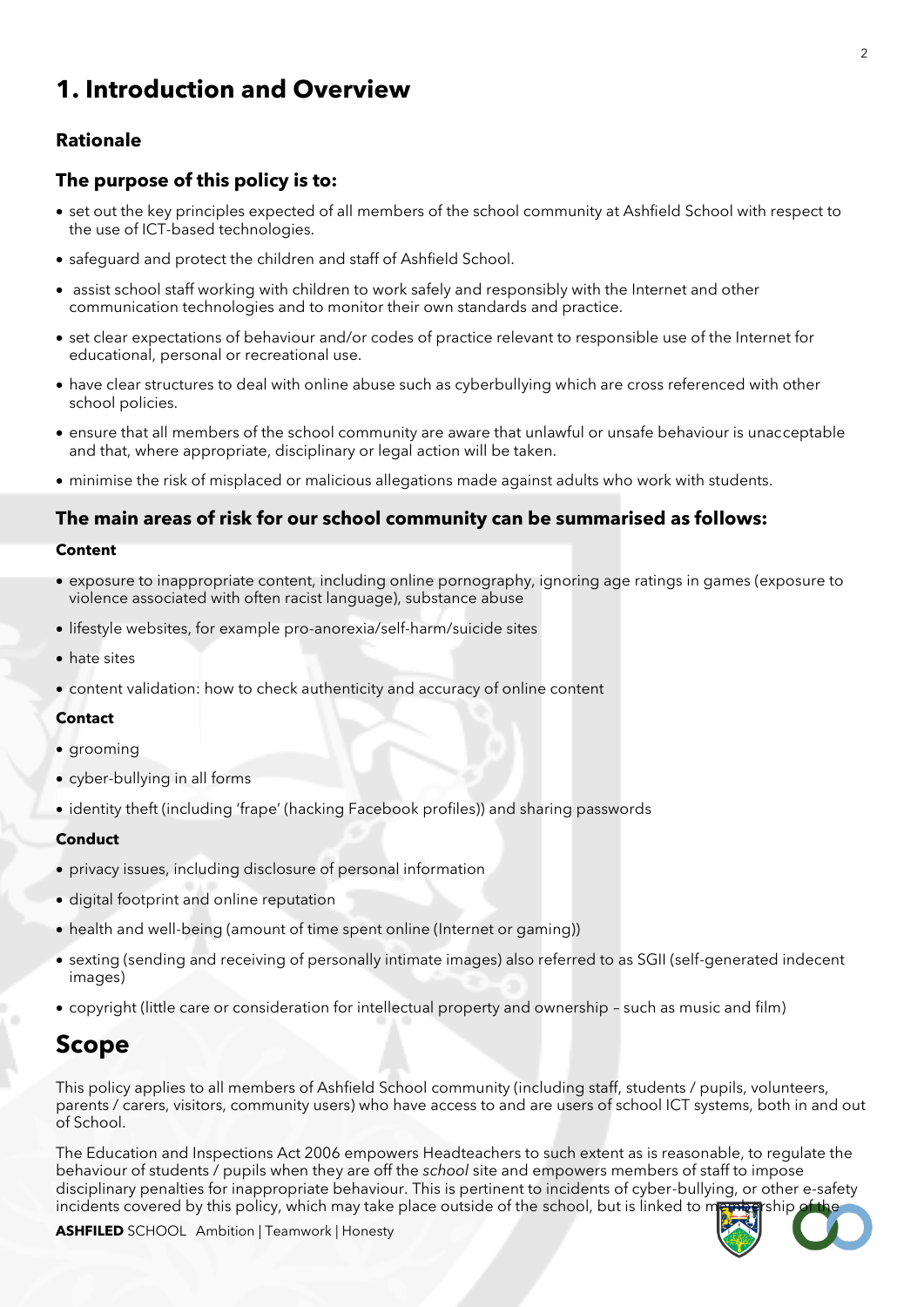# 1. Introduction and Overview

### Rationale

### The purpose of this policy is to:

- set out the key principles expected of all members of the school community at Ashfield School with respect to the use of ICT-based technologies.
- safeguard and protect the children and staff of Ashfield School.
- assist school staff working with children to work safely and responsibly with the Internet and other communication technologies and to monitor their own standards and practice.
- set clear expectations of behaviour and/or codes of practice relevant to responsible use of the Internet for educational, personal or recreational use.
- have clear structures to deal with online abuse such as cyberbullying which are cross referenced with other school policies.
- ensure that all members of the school community are aware that unlawful or unsafe behaviour is unacceptable and that, where appropriate, disciplinary or legal action will be taken.
- minimise the risk of misplaced or malicious allegations made against adults who work with students.

### The main areas of risk for our school community can be summarised as follows:

#### Content

- exposure to inappropriate content, including online pornography, ignoring age ratings in games (exposure to violence associated with often racist language), substance abuse
- lifestyle websites, for example pro-anorexia/self-harm/suicide sites
- hate sites
- content validation: how to check authenticity and accuracy of online content

#### Contact

- grooming
- cyber-bullying in all forms
- identity theft (including 'frape' (hacking Facebook profiles)) and sharing passwords

#### Conduct

- privacy issues, including disclosure of personal information
- digital footprint and online reputation
- health and well-being (amount of time spent online (Internet or gaming))
- sexting (sending and receiving of personally intimate images) also referred to as SGII (self-generated indecent images)
- copyright (little care or consideration for intellectual property and ownership – such as music and film)

# Scope

This policy applies to all members of Ashfield School community (including staff, students / pupils, volunteers, parents / carers, visitors, community users) who have access to and are users of school ICT systems, both in and out of School.

The Education and Inspections Act 2006 empowers Headteachers to such extent as is reasonable, to regulate the behaviour of students / pupils when they are off the *school* site and empowers members of staff to impose disciplinary penalties for inappropriate behaviour. This is pertinent to incidents of cyber-bullying, or other e-safety incidents covered by this policy, which may take place outside of the school, but is linked to membership of the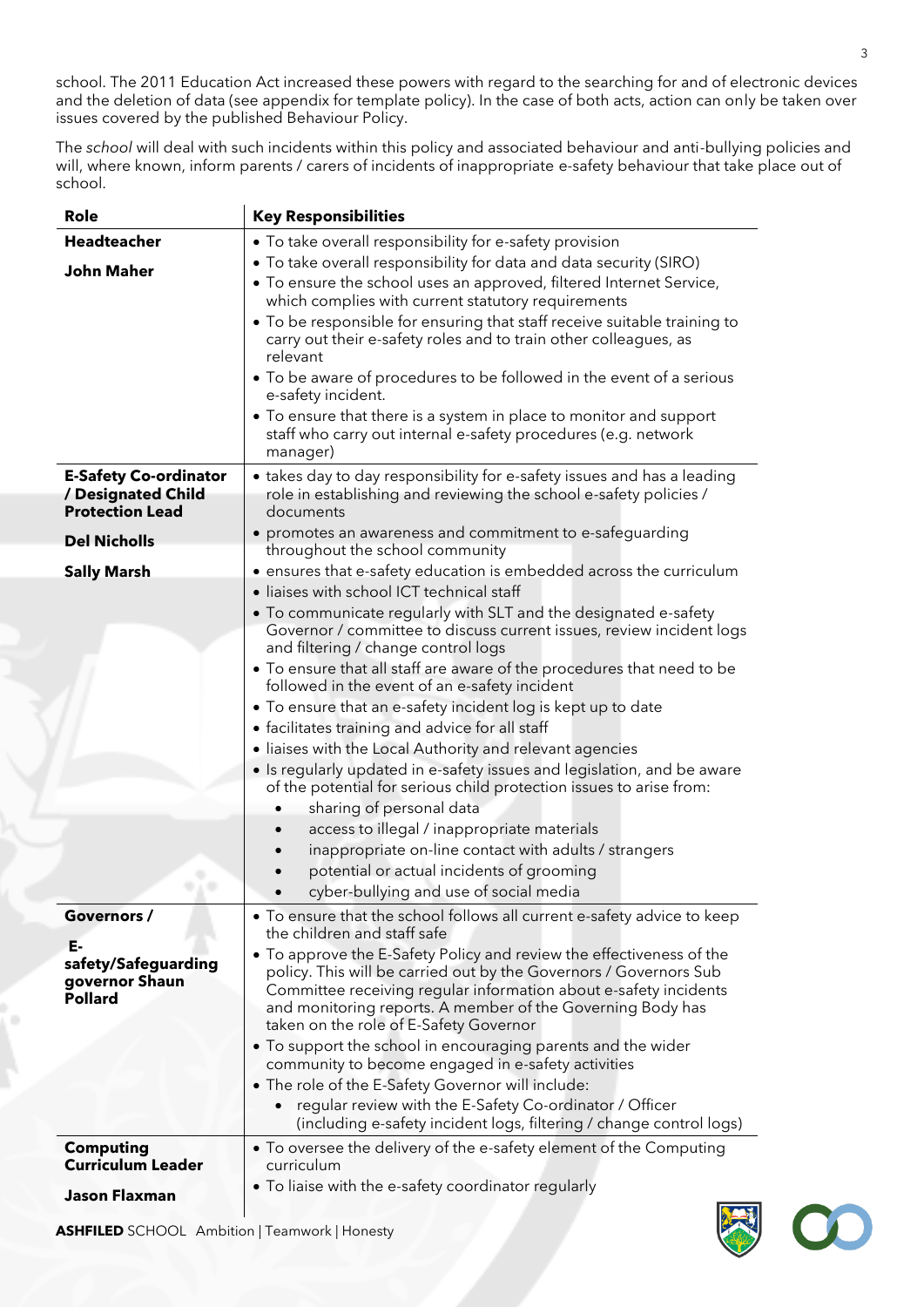school. The 2011 Education Act increased these powers with regard to the searching for and of electronic devices and the deletion of data (see appendix for template policy). In the case of both acts, action can only be taken over issues covered by the published Behaviour Policy.

The *school* will deal with such incidents within this policy and associated behaviour and anti-bullying policies and will, where known, inform parents / carers of incidents of inappropriate e-safety behaviour that take place out of school.

| Role | Key Responsibilities |
|---|---|
| **Headteacher**<br><br>**John Maher** | • To take overall responsibility for e-safety provision<br>• To take overall responsibility for data and data security (SIRO)<br>• To ensure the school uses an approved, filtered Internet Service, which complies with current statutory requirements<br>• To be responsible for ensuring that staff receive suitable training to carry out their e-safety roles and to train other colleagues, as relevant<br>• To be aware of procedures to be followed in the event of a serious e-safety incident.<br>• To ensure that there is a system in place to monitor and support staff who carry out internal e-safety procedures (e.g. network manager) |
| **E-Safety Co-ordinator / Designated Child Protection Lead**<br><br>**Del Nicholls**<br><br>**Sally Marsh** | • takes day to day responsibility for e-safety issues and has a leading role in establishing and reviewing the school e-safety policies / documents<br>• promotes an awareness and commitment to e-safeguarding throughout the school community<br>• ensures that e-safety education is embedded across the curriculum<br>• liaises with school ICT technical staff<br>• To communicate regularly with SLT and the designated e-safety Governor / committee to discuss current issues, review incident logs and filtering / change control logs<br>• To ensure that all staff are aware of the procedures that need to be followed in the event of an e-safety incident<br>• To ensure that an e-safety incident log is kept up to date<br>• facilitates training and advice for all staff<br>• liaises with the Local Authority and relevant agencies<br>• Is regularly updated in e-safety issues and legislation, and be aware of the potential for serious child protection issues to arise from:<br>&nbsp;&nbsp;• sharing of personal data<br>&nbsp;&nbsp;• access to illegal / inappropriate materials<br>&nbsp;&nbsp;• inappropriate on-line contact with adults / strangers<br>&nbsp;&nbsp;• potential or actual incidents of grooming<br>&nbsp;&nbsp;• cyber-bullying and use of social media |
| **Governors /**<br><br>**E-safety/Safeguarding governor Shaun Pollard** | • To ensure that the school follows all current e-safety advice to keep the children and staff safe<br>• To approve the E-Safety Policy and review the effectiveness of the policy. This will be carried out by the Governors / Governors Sub Committee receiving regular information about e-safety incidents and monitoring reports. A member of the Governing Body has taken on the role of E-Safety Governor<br>• To support the school in encouraging parents and the wider community to become engaged in e-safety activities<br>• The role of the E-Safety Governor will include:<br>&nbsp;&nbsp;• regular review with the E-Safety Co-ordinator / Officer (including e-safety incident logs, filtering / change control logs) |
| **Computing Curriculum Leader**<br><br>**Jason Flaxman** | • To oversee the delivery of the e-safety element of the Computing curriculum<br>• To liaise with the e-safety coordinator regularly |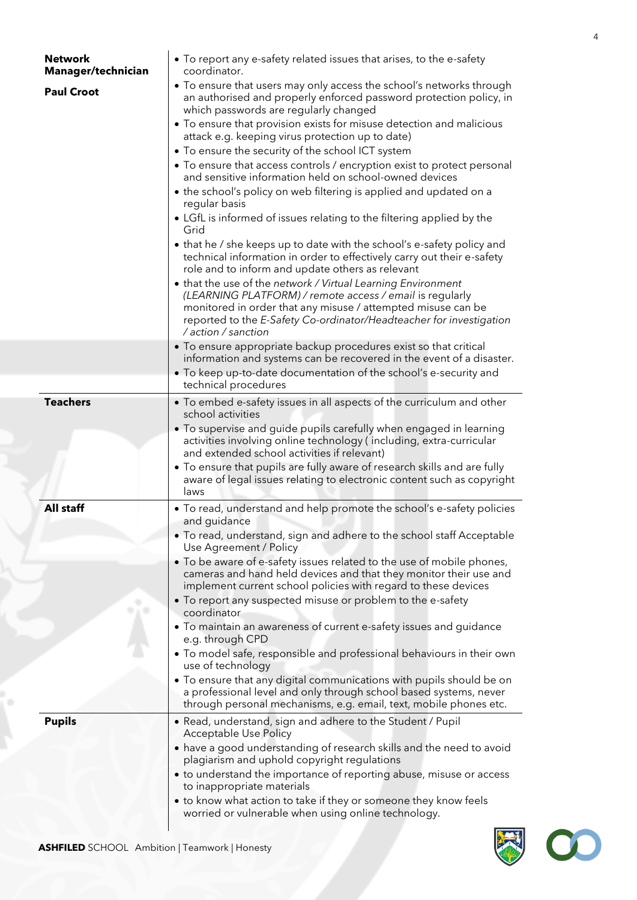| | |
|---|---|
| **Network Manager/technician**<br><br>**Paul Croot** | • To report any e-safety related issues that arises, to the e-safety coordinator.<br>• To ensure that users may only access the school's networks through an authorised and properly enforced password protection policy, in which passwords are regularly changed<br>• To ensure that provision exists for misuse detection and malicious attack e.g. keeping virus protection up to date)<br>• To ensure the security of the school ICT system<br>• To ensure that access controls / encryption exist to protect personal and sensitive information held on school-owned devices<br>• the school's policy on web filtering is applied and updated on a regular basis<br>• LGfL is informed of issues relating to the filtering applied by the Grid<br>• that he / she keeps up to date with the school's e-safety policy and technical information in order to effectively carry out their e-safety role and to inform and update others as relevant<br>• that the use of the *network / Virtual Learning Environment (LEARNING PLATFORM) / remote access / email* is regularly monitored in order that any misuse / attempted misuse can be reported to the *E-Safety Co-ordinator/Headteacher for investigation / action / sanction*<br>• To ensure appropriate backup procedures exist so that critical information and systems can be recovered in the event of a disaster.<br>• To keep up-to-date documentation of the school's e-security and technical procedures |
| **Teachers** | • To embed e-safety issues in all aspects of the curriculum and other school activities<br>• To supervise and guide pupils carefully when engaged in learning activities involving online technology ( including, extra-curricular and extended school activities if relevant)<br>• To ensure that pupils are fully aware of research skills and are fully aware of legal issues relating to electronic content such as copyright laws |
| **All staff** | • To read, understand and help promote the school's e-safety policies and guidance<br>• To read, understand, sign and adhere to the school staff Acceptable Use Agreement / Policy<br>• To be aware of e-safety issues related to the use of mobile phones, cameras and hand held devices and that they monitor their use and implement current school policies with regard to these devices<br>• To report any suspected misuse or problem to the e-safety coordinator<br>• To maintain an awareness of current e-safety issues and guidance e.g. through CPD<br>• To model safe, responsible and professional behaviours in their own use of technology<br>• To ensure that any digital communications with pupils should be on a professional level and only through school based systems, never through personal mechanisms, e.g. email, text, mobile phones etc. |
| **Pupils** | • Read, understand, sign and adhere to the Student / Pupil Acceptable Use Policy<br>• have a good understanding of research skills and the need to avoid plagiarism and uphold copyright regulations<br>• to understand the importance of reporting abuse, misuse or access to inappropriate materials<br>• to know what action to take if they or someone they know feels worried or vulnerable when using online technology. |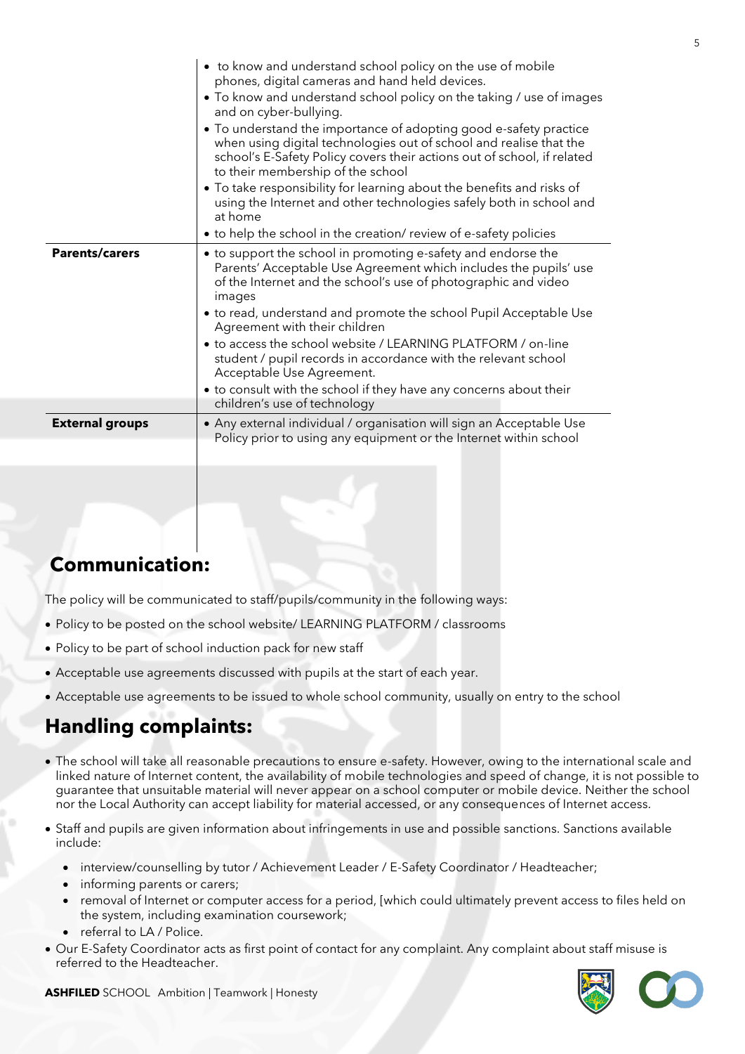| | |
|---|---|
| | • to know and understand school policy on the use of mobile phones, digital cameras and hand held devices.<br>• To know and understand school policy on the taking / use of images and on cyber-bullying.<br>• To understand the importance of adopting good e-safety practice when using digital technologies out of school and realise that the school's E-Safety Policy covers their actions out of school, if related to their membership of the school<br>• To take responsibility for learning about the benefits and risks of using the Internet and other technologies safely both in school and at home<br>• to help the school in the creation/ review of e-safety policies |
| **Parents/carers** | • to support the school in promoting e-safety and endorse the Parents' Acceptable Use Agreement which includes the pupils' use of the Internet and the school's use of photographic and video images<br>• to read, understand and promote the school Pupil Acceptable Use Agreement with their children<br>• to access the school website / LEARNING PLATFORM / on-line student / pupil records in accordance with the relevant school Acceptable Use Agreement.<br>• to consult with the school if they have any concerns about their children's use of technology |
| **External groups** | • Any external individual / organisation will sign an Acceptable Use Policy prior to using any equipment or the Internet within school |

## Communication:

The policy will be communicated to staff/pupils/community in the following ways:

- Policy to be posted on the school website/ LEARNING PLATFORM / classrooms
- Policy to be part of school induction pack for new staff
- Acceptable use agreements discussed with pupils at the start of each year.
- Acceptable use agreements to be issued to whole school community, usually on entry to the school

## Handling complaints:

- The school will take all reasonable precautions to ensure e-safety. However, owing to the international scale and linked nature of Internet content, the availability of mobile technologies and speed of change, it is not possible to guarantee that unsuitable material will never appear on a school computer or mobile device. Neither the school nor the Local Authority can accept liability for material accessed, or any consequences of Internet access.
- Staff and pupils are given information about infringements in use and possible sanctions. Sanctions available include:
    - interview/counselling by tutor / Achievement Leader / E-Safety Coordinator / Headteacher;
    - informing parents or carers;
    - removal of Internet or computer access for a period, [which could ultimately prevent access to files held on the system, including examination coursework;
    - referral to LA / Police.
- Our E-Safety Coordinator acts as first point of contact for any complaint. Any complaint about staff misuse is referred to the Headteacher.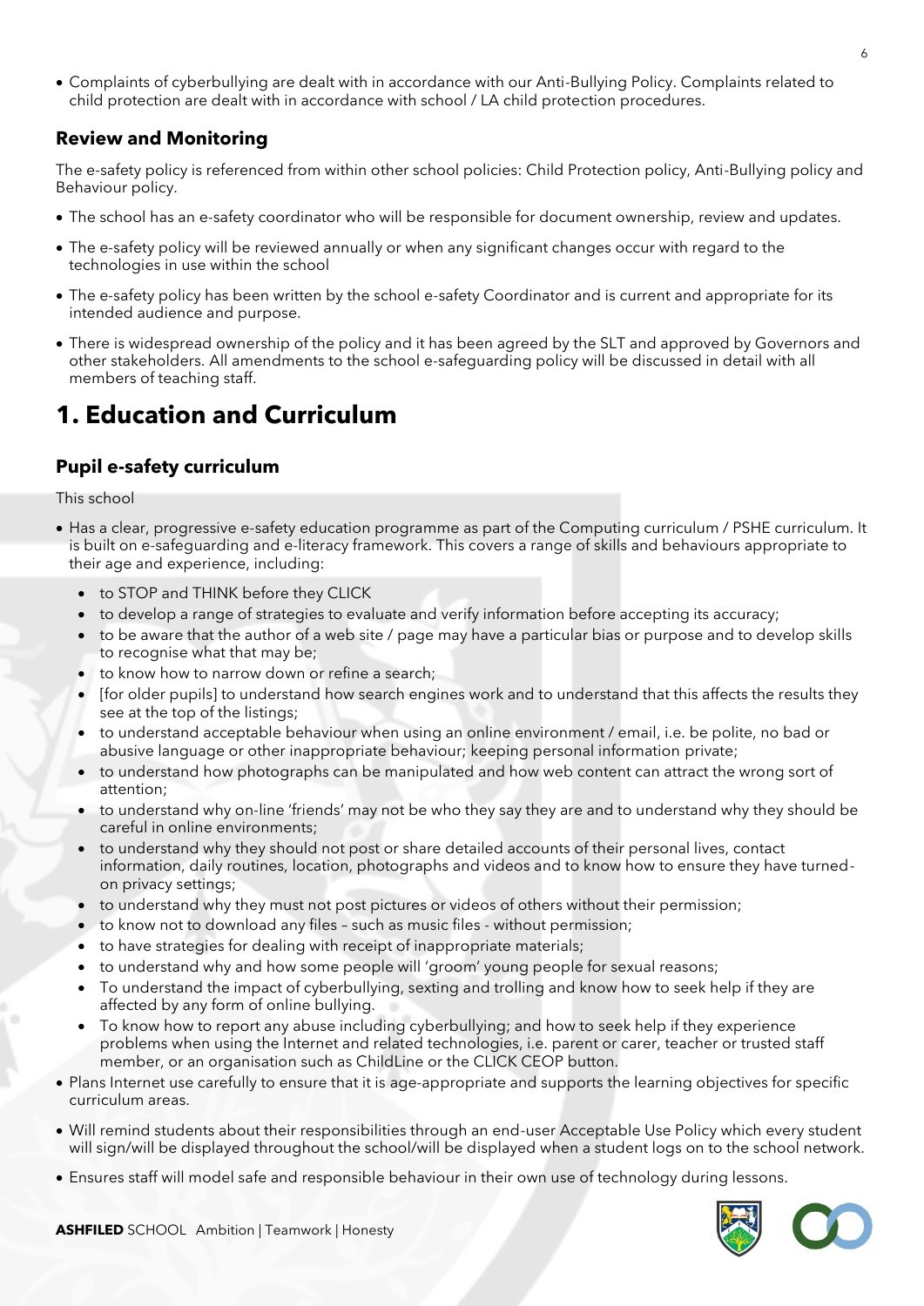- Complaints of cyberbullying are dealt with in accordance with our Anti-Bullying Policy. Complaints related to child protection are dealt with in accordance with school / LA child protection procedures.

### Review and Monitoring

The e-safety policy is referenced from within other school policies: Child Protection policy, Anti-Bullying policy and Behaviour policy.

- The school has an e-safety coordinator who will be responsible for document ownership, review and updates.
- The e-safety policy will be reviewed annually or when any significant changes occur with regard to the technologies in use within the school
- The e-safety policy has been written by the school e-safety Coordinator and is current and appropriate for its intended audience and purpose.
- There is widespread ownership of the policy and it has been agreed by the SLT and approved by Governors and other stakeholders. All amendments to the school e-safeguarding policy will be discussed in detail with all members of teaching staff.

# 1. Education and Curriculum

### Pupil e-safety curriculum

This school

- Has a clear, progressive e-safety education programme as part of the Computing curriculum / PSHE curriculum. It is built on e-safeguarding and e-literacy framework. This covers a range of skills and behaviours appropriate to their age and experience, including:
  - to STOP and THINK before they CLICK
  - to develop a range of strategies to evaluate and verify information before accepting its accuracy;
  - to be aware that the author of a web site / page may have a particular bias or purpose and to develop skills to recognise what that may be;
  - to know how to narrow down or refine a search;
  - [for older pupils] to understand how search engines work and to understand that this affects the results they see at the top of the listings;
  - to understand acceptable behaviour when using an online environment / email, i.e. be polite, no bad or abusive language or other inappropriate behaviour; keeping personal information private;
  - to understand how photographs can be manipulated and how web content can attract the wrong sort of attention;
  - to understand why on-line 'friends' may not be who they say they are and to understand why they should be careful in online environments;
  - to understand why they should not post or share detailed accounts of their personal lives, contact information, daily routines, location, photographs and videos and to know how to ensure they have turned-on privacy settings;
  - to understand why they must not post pictures or videos of others without their permission;
  - to know not to download any files – such as music files - without permission;
  - to have strategies for dealing with receipt of inappropriate materials;
  - to understand why and how some people will 'groom' young people for sexual reasons;
  - To understand the impact of cyberbullying, sexting and trolling and know how to seek help if they are affected by any form of online bullying.
  - To know how to report any abuse including cyberbullying; and how to seek help if they experience problems when using the Internet and related technologies, i.e. parent or carer, teacher or trusted staff member, or an organisation such as ChildLine or the CLICK CEOP button.
- Plans Internet use carefully to ensure that it is age-appropriate and supports the learning objectives for specific curriculum areas.
- Will remind students about their responsibilities through an end-user Acceptable Use Policy which every student will sign/will be displayed throughout the school/will be displayed when a student logs on to the school network.
- Ensures staff will model safe and responsible behaviour in their own use of technology during lessons.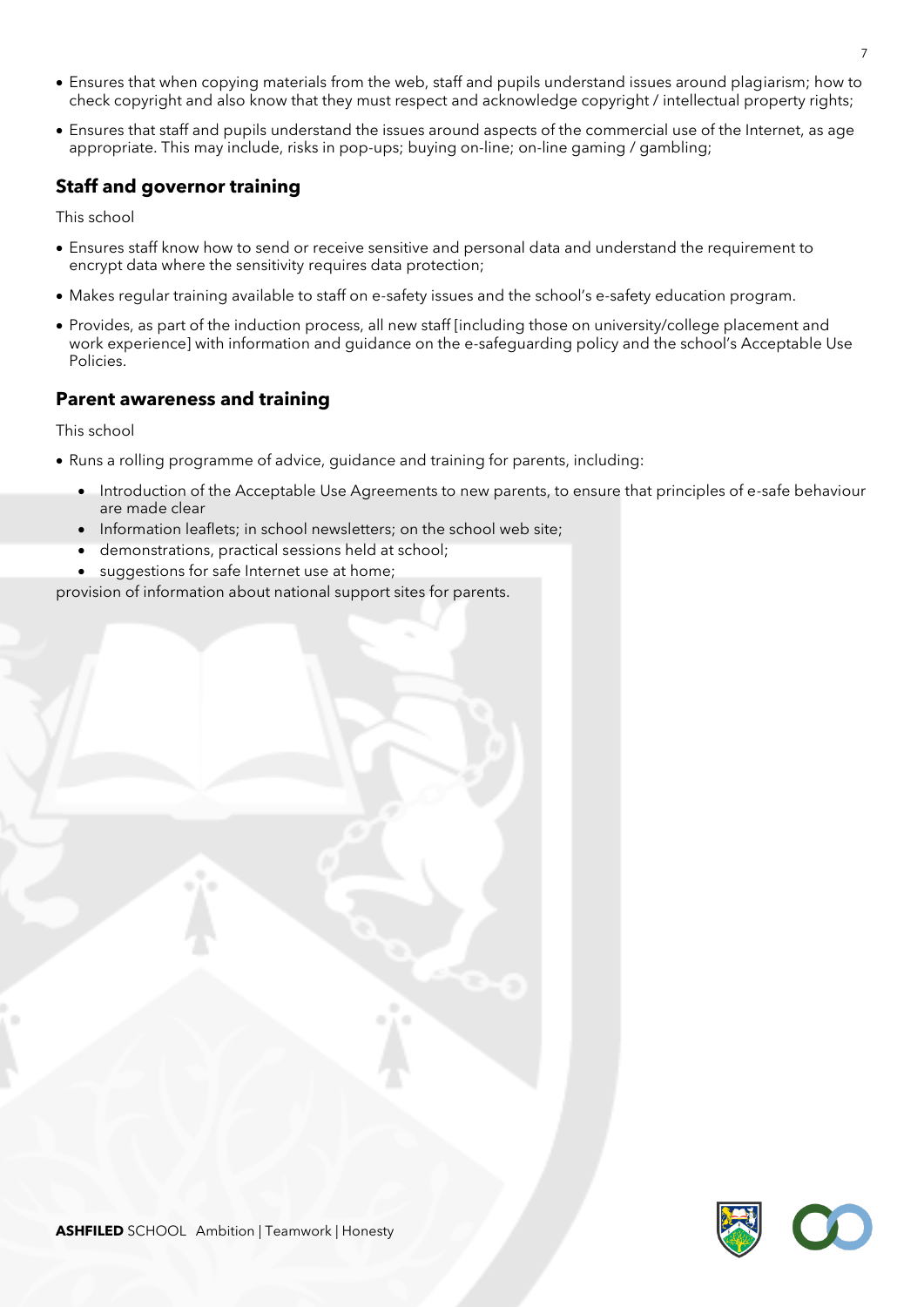- Ensures that when copying materials from the web, staff and pupils understand issues around plagiarism; how to check copyright and also know that they must respect and acknowledge copyright / intellectual property rights;
- Ensures that staff and pupils understand the issues around aspects of the commercial use of the Internet, as age appropriate. This may include, risks in pop-ups; buying on-line; on-line gaming / gambling;

## Staff and governor training

This school

- Ensures staff know how to send or receive sensitive and personal data and understand the requirement to encrypt data where the sensitivity requires data protection;
- Makes regular training available to staff on e-safety issues and the school's e-safety education program.
- Provides, as part of the induction process, all new staff [including those on university/college placement and work experience] with information and guidance on the e-safeguarding policy and the school's Acceptable Use Policies.

## Parent awareness and training

This school

- Runs a rolling programme of advice, guidance and training for parents, including:
  - Introduction of the Acceptable Use Agreements to new parents, to ensure that principles of e-safe behaviour are made clear
  - Information leaflets; in school newsletters; on the school web site;
  - demonstrations, practical sessions held at school;
  - suggestions for safe Internet use at home;

provision of information about national support sites for parents.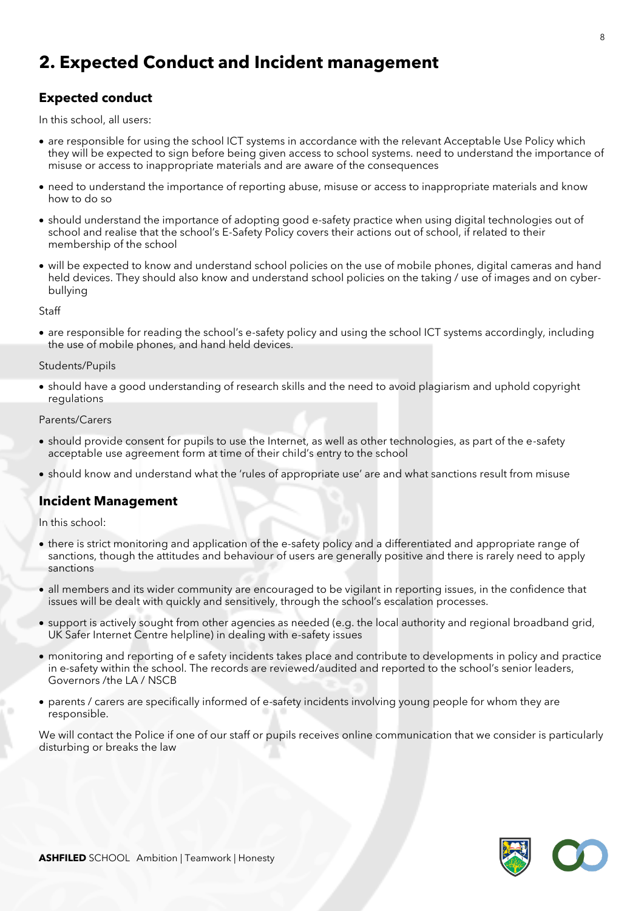# 2. Expected Conduct and Incident management

## Expected conduct

In this school, all users:

- are responsible for using the school ICT systems in accordance with the relevant Acceptable Use Policy which they will be expected to sign before being given access to school systems. need to understand the importance of misuse or access to inappropriate materials and are aware of the consequences
- need to understand the importance of reporting abuse, misuse or access to inappropriate materials and know how to do so
- should understand the importance of adopting good e-safety practice when using digital technologies out of school and realise that the school's E-Safety Policy covers their actions out of school, if related to their membership of the school
- will be expected to know and understand school policies on the use of mobile phones, digital cameras and hand held devices. They should also know and understand school policies on the taking / use of images and on cyber-bullying

Staff

- are responsible for reading the school's e-safety policy and using the school ICT systems accordingly, including the use of mobile phones, and hand held devices.

Students/Pupils

- should have a good understanding of research skills and the need to avoid plagiarism and uphold copyright regulations

Parents/Carers

- should provide consent for pupils to use the Internet, as well as other technologies, as part of the e-safety acceptable use agreement form at time of their child's entry to the school
- should know and understand what the 'rules of appropriate use' are and what sanctions result from misuse

## Incident Management

In this school:

- there is strict monitoring and application of the e-safety policy and a differentiated and appropriate range of sanctions, though the attitudes and behaviour of users are generally positive and there is rarely need to apply sanctions
- all members and its wider community are encouraged to be vigilant in reporting issues, in the confidence that issues will be dealt with quickly and sensitively, through the school's escalation processes.
- support is actively sought from other agencies as needed (e.g. the local authority and regional broadband grid, UK Safer Internet Centre helpline) in dealing with e-safety issues
- monitoring and reporting of e safety incidents takes place and contribute to developments in policy and practice in e-safety within the school. The records are reviewed/audited and reported to the school's senior leaders, Governors /the LA / NSCB
- parents / carers are specifically informed of e-safety incidents involving young people for whom they are responsible.

We will contact the Police if one of our staff or pupils receives online communication that we consider is particularly disturbing or breaks the law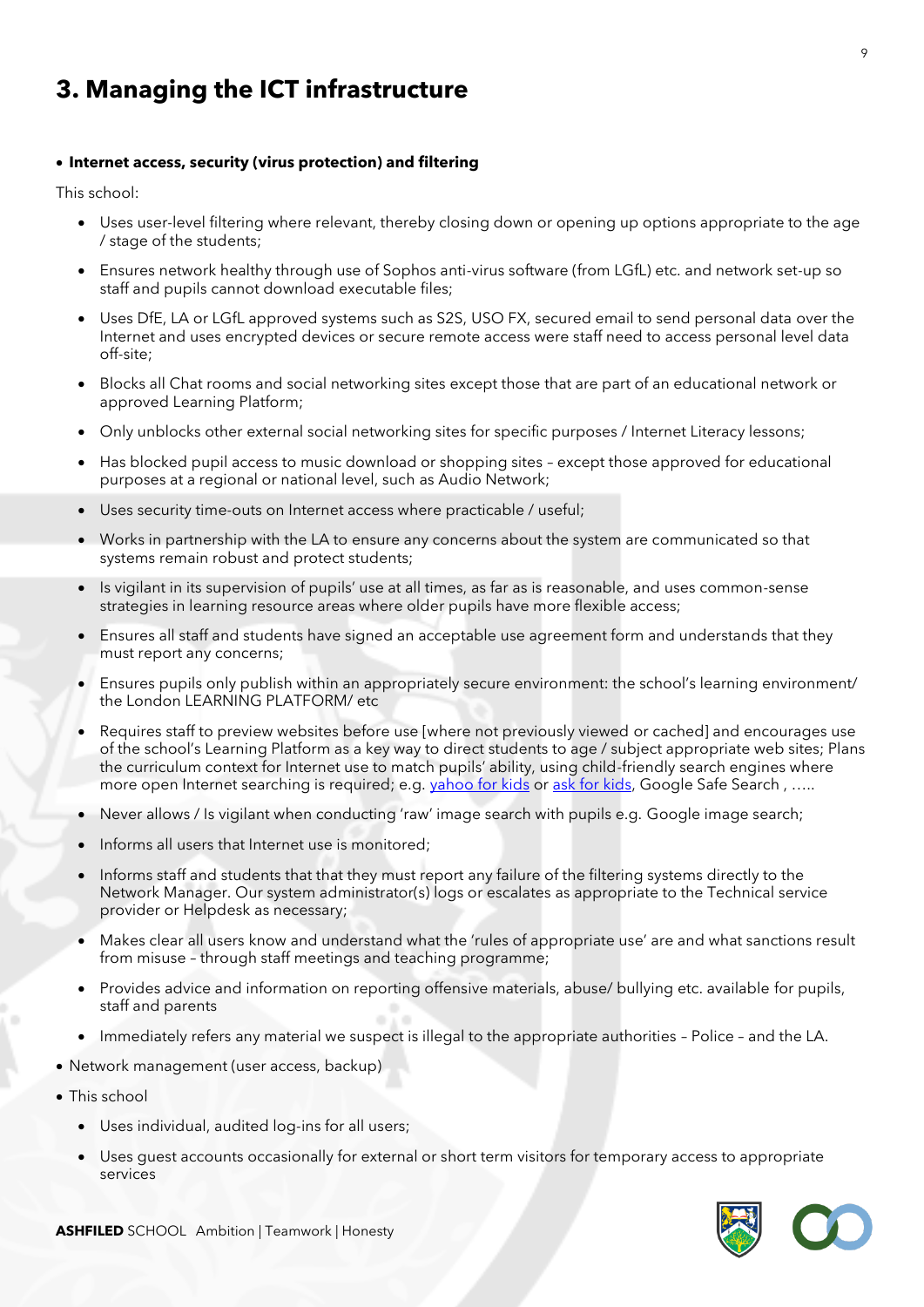# 3. Managing the ICT infrastructure

- **Internet access, security (virus protection) and filtering**

This school:

- Uses user-level filtering where relevant, thereby closing down or opening up options appropriate to the age / stage of the students;
- Ensures network healthy through use of Sophos anti-virus software (from LGfL) etc. and network set-up so staff and pupils cannot download executable files;
- Uses DfE, LA or LGfL approved systems such as S2S, USO FX, secured email to send personal data over the Internet and uses encrypted devices or secure remote access were staff need to access personal level data off-site;
- Blocks all Chat rooms and social networking sites except those that are part of an educational network or approved Learning Platform;
- Only unblocks other external social networking sites for specific purposes / Internet Literacy lessons;
- Has blocked pupil access to music download or shopping sites – except those approved for educational purposes at a regional or national level, such as Audio Network;
- Uses security time-outs on Internet access where practicable / useful;
- Works in partnership with the LA to ensure any concerns about the system are communicated so that systems remain robust and protect students;
- Is vigilant in its supervision of pupils' use at all times, as far as is reasonable, and uses common-sense strategies in learning resource areas where older pupils have more flexible access;
- Ensures all staff and students have signed an acceptable use agreement form and understands that they must report any concerns;
- Ensures pupils only publish within an appropriately secure environment: the school's learning environment/ the London LEARNING PLATFORM/ etc
- Requires staff to preview websites before use [where not previously viewed or cached] and encourages use of the school's Learning Platform as a key way to direct students to age / subject appropriate web sites; Plans the curriculum context for Internet use to match pupils' ability, using child-friendly search engines where more open Internet searching is required; e.g. yahoo for kids or ask for kids, Google Safe Search , …..
- Never allows / Is vigilant when conducting 'raw' image search with pupils e.g. Google image search;
- Informs all users that Internet use is monitored;
- Informs staff and students that that they must report any failure of the filtering systems directly to the Network Manager. Our system administrator(s) logs or escalates as appropriate to the Technical service provider or Helpdesk as necessary;
- Makes clear all users know and understand what the 'rules of appropriate use' are and what sanctions result from misuse – through staff meetings and teaching programme;
- Provides advice and information on reporting offensive materials, abuse/ bullying etc. available for pupils, staff and parents
- Immediately refers any material we suspect is illegal to the appropriate authorities – Police – and the LA.

- Network management (user access, backup)
- This school
  - Uses individual, audited log-ins for all users;
  - Uses guest accounts occasionally for external or short term visitors for temporary access to appropriate services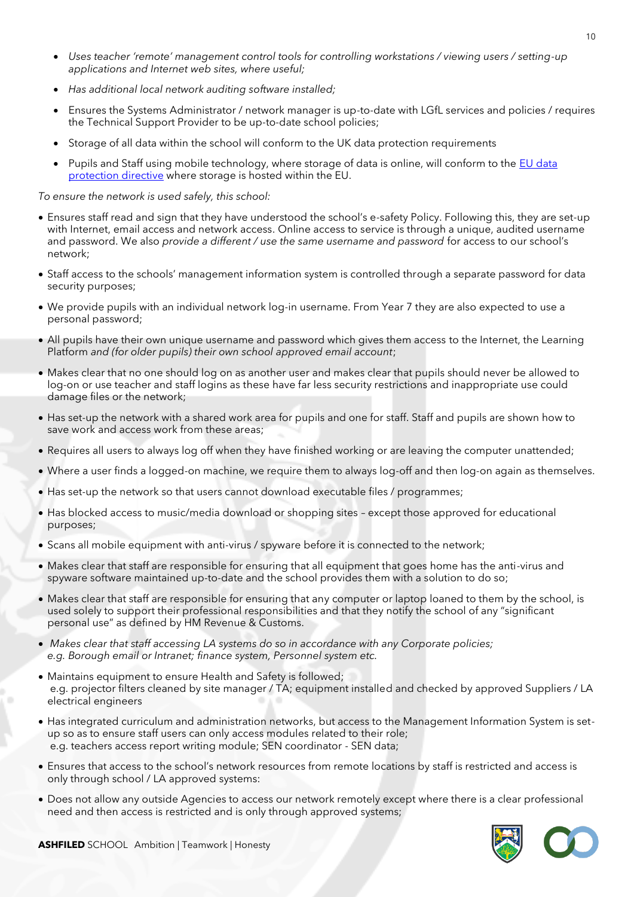- *Uses teacher 'remote' management control tools for controlling workstations / viewing users / setting-up applications and Internet web sites, where useful;*
- *Has additional local network auditing software installed;*
- Ensures the Systems Administrator / network manager is up-to-date with LGfL services and policies / requires the Technical Support Provider to be up-to-date school policies;
- Storage of all data within the school will conform to the UK data protection requirements
- Pupils and Staff using mobile technology, where storage of data is online, will conform to the [EU data protection directive](#) where storage is hosted within the EU.

*To ensure the network is used safely, this school:*

- Ensures staff read and sign that they have understood the school's e-safety Policy. Following this, they are set-up with Internet, email access and network access. Online access to service is through a unique, audited username and password. We also *provide a different / use the same username and password* for access to our school's network;
- Staff access to the schools' management information system is controlled through a separate password for data security purposes;
- We provide pupils with an individual network log-in username. From Year 7 they are also expected to use a personal password;
- All pupils have their own unique username and password which gives them access to the Internet, the Learning Platform *and (for older pupils) their own school approved email account*;
- Makes clear that no one should log on as another user and makes clear that pupils should never be allowed to log-on or use teacher and staff logins as these have far less security restrictions and inappropriate use could damage files or the network;
- Has set-up the network with a shared work area for pupils and one for staff. Staff and pupils are shown how to save work and access work from these areas;
- Requires all users to always log off when they have finished working or are leaving the computer unattended;
- Where a user finds a logged-on machine, we require them to always log-off and then log-on again as themselves.
- Has set-up the network so that users cannot download executable files / programmes;
- Has blocked access to music/media download or shopping sites – except those approved for educational purposes;
- Scans all mobile equipment with anti-virus / spyware before it is connected to the network;
- Makes clear that staff are responsible for ensuring that all equipment that goes home has the anti-virus and spyware software maintained up-to-date and the school provides them with a solution to do so;
- Makes clear that staff are responsible for ensuring that any computer or laptop loaned to them by the school, is used solely to support their professional responsibilities and that they notify the school of any "significant personal use" as defined by HM Revenue & Customs.
- *Makes clear that staff accessing LA systems do so in accordance with any Corporate policies; e.g. Borough email or Intranet; finance system, Personnel system etc.*
- Maintains equipment to ensure Health and Safety is followed; e.g. projector filters cleaned by site manager / TA; equipment installed and checked by approved Suppliers / LA electrical engineers
- Has integrated curriculum and administration networks, but access to the Management Information System is set-up so as to ensure staff users can only access modules related to their role; e.g. teachers access report writing module; SEN coordinator - SEN data;
- Ensures that access to the school's network resources from remote locations by staff is restricted and access is only through school / LA approved systems:
- Does not allow any outside Agencies to access our network remotely except where there is a clear professional need and then access is restricted and is only through approved systems;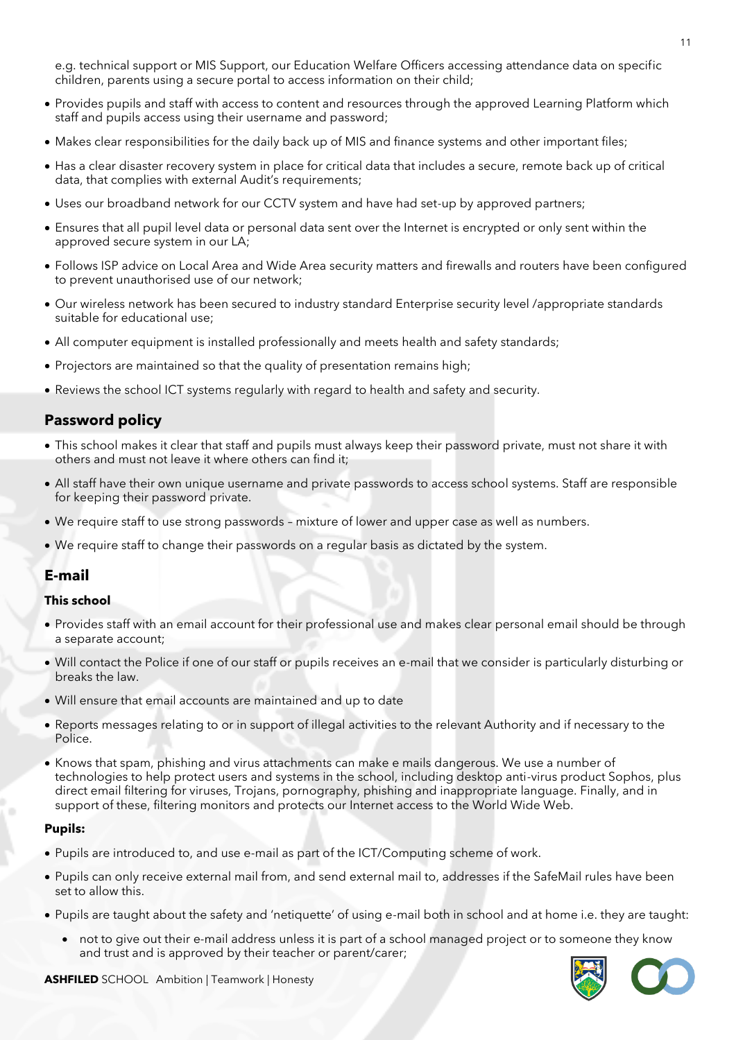e.g. technical support or MIS Support, our Education Welfare Officers accessing attendance data on specific children, parents using a secure portal to access information on their child;

- Provides pupils and staff with access to content and resources through the approved Learning Platform which staff and pupils access using their username and password;
- Makes clear responsibilities for the daily back up of MIS and finance systems and other important files;
- Has a clear disaster recovery system in place for critical data that includes a secure, remote back up of critical data, that complies with external Audit's requirements;
- Uses our broadband network for our CCTV system and have had set-up by approved partners;
- Ensures that all pupil level data or personal data sent over the Internet is encrypted or only sent within the approved secure system in our LA;
- Follows ISP advice on Local Area and Wide Area security matters and firewalls and routers have been configured to prevent unauthorised use of our network;
- Our wireless network has been secured to industry standard Enterprise security level /appropriate standards suitable for educational use;
- All computer equipment is installed professionally and meets health and safety standards;
- Projectors are maintained so that the quality of presentation remains high;
- Reviews the school ICT systems regularly with regard to health and safety and security.

## Password policy

- This school makes it clear that staff and pupils must always keep their password private, must not share it with others and must not leave it where others can find it;
- All staff have their own unique username and private passwords to access school systems. Staff are responsible for keeping their password private.
- We require staff to use strong passwords – mixture of lower and upper case as well as numbers.
- We require staff to change their passwords on a regular basis as dictated by the system.

## E-mail

### This school

- Provides staff with an email account for their professional use and makes clear personal email should be through a separate account;
- Will contact the Police if one of our staff or pupils receives an e-mail that we consider is particularly disturbing or breaks the law.
- Will ensure that email accounts are maintained and up to date
- Reports messages relating to or in support of illegal activities to the relevant Authority and if necessary to the Police.
- Knows that spam, phishing and virus attachments can make e mails dangerous. We use a number of technologies to help protect users and systems in the school, including desktop anti-virus product Sophos, plus direct email filtering for viruses, Trojans, pornography, phishing and inappropriate language. Finally, and in support of these, filtering monitors and protects our Internet access to the World Wide Web.

### Pupils:

- Pupils are introduced to, and use e-mail as part of the ICT/Computing scheme of work.
- Pupils can only receive external mail from, and send external mail to, addresses if the SafeMail rules have been set to allow this.
- Pupils are taught about the safety and 'netiquette' of using e-mail both in school and at home i.e. they are taught:
  - not to give out their e-mail address unless it is part of a school managed project or to someone they know and trust and is approved by their teacher or parent/carer;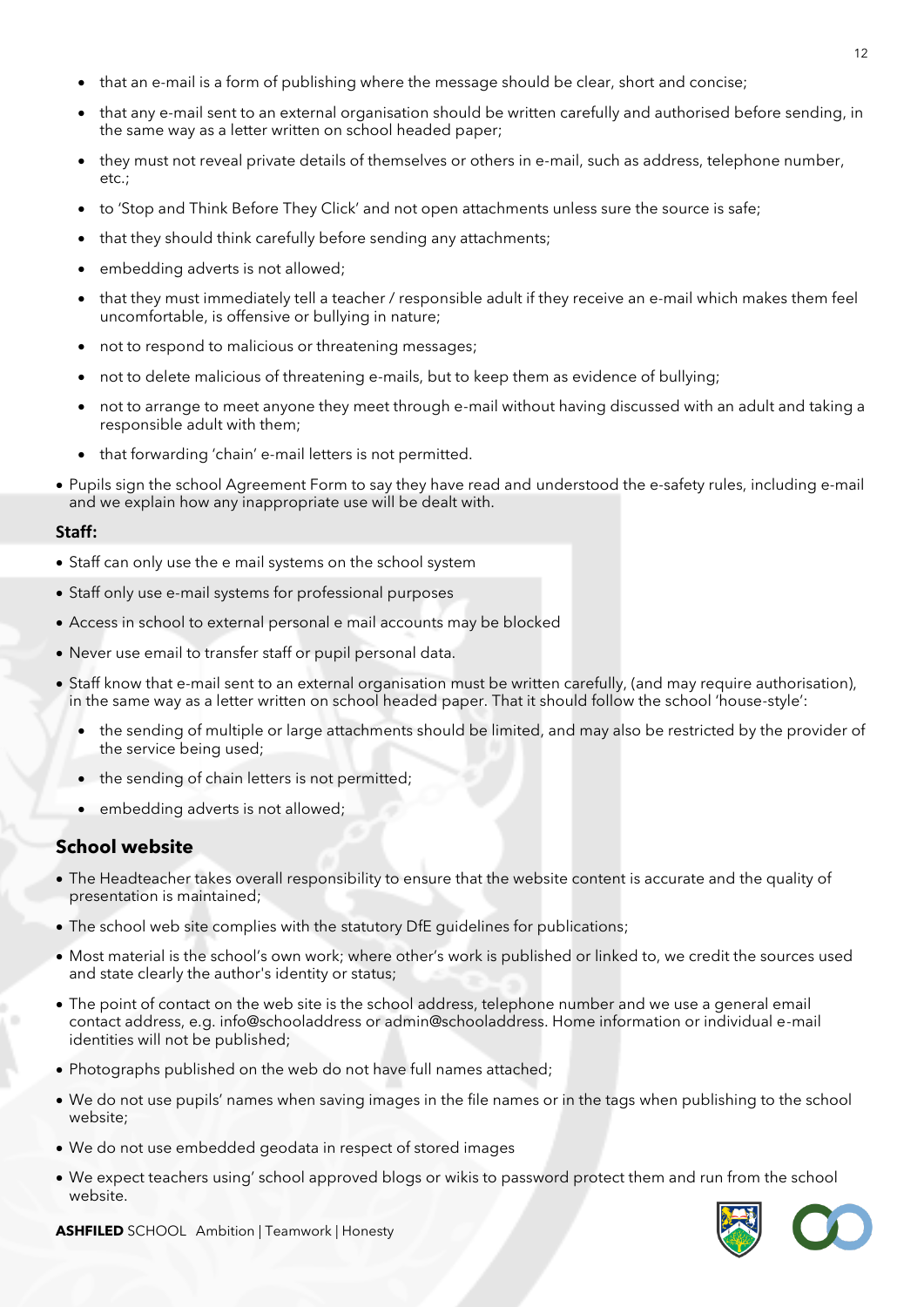- that an e-mail is a form of publishing where the message should be clear, short and concise;
- that any e-mail sent to an external organisation should be written carefully and authorised before sending, in the same way as a letter written on school headed paper;
- they must not reveal private details of themselves or others in e-mail, such as address, telephone number, etc.;
- to 'Stop and Think Before They Click' and not open attachments unless sure the source is safe;
- that they should think carefully before sending any attachments;
- embedding adverts is not allowed;
- that they must immediately tell a teacher / responsible adult if they receive an e-mail which makes them feel uncomfortable, is offensive or bullying in nature;
- not to respond to malicious or threatening messages;
- not to delete malicious of threatening e-mails, but to keep them as evidence of bullying;
- not to arrange to meet anyone they meet through e-mail without having discussed with an adult and taking a responsible adult with them;
- that forwarding 'chain' e-mail letters is not permitted.

- Pupils sign the school Agreement Form to say they have read and understood the e-safety rules, including e-mail and we explain how any inappropriate use will be dealt with.

**Staff:**

- Staff can only use the e mail systems on the school system
- Staff only use e-mail systems for professional purposes
- Access in school to external personal e mail accounts may be blocked
- Never use email to transfer staff or pupil personal data.
- Staff know that e-mail sent to an external organisation must be written carefully, (and may require authorisation), in the same way as a letter written on school headed paper. That it should follow the school 'house-style':
  - the sending of multiple or large attachments should be limited, and may also be restricted by the provider of the service being used;
  - the sending of chain letters is not permitted;
  - embedding adverts is not allowed;

## School website

- The Headteacher takes overall responsibility to ensure that the website content is accurate and the quality of presentation is maintained;
- The school web site complies with the statutory DfE guidelines for publications;
- Most material is the school's own work; where other's work is published or linked to, we credit the sources used and state clearly the author's identity or status;
- The point of contact on the web site is the school address, telephone number and we use a general email contact address, e.g. info@schooladdress or admin@schooladdress. Home information or individual e-mail identities will not be published;
- Photographs published on the web do not have full names attached;
- We do not use pupils' names when saving images in the file names or in the tags when publishing to the school website;
- We do not use embedded geodata in respect of stored images
- We expect teachers using' school approved blogs or wikis to password protect them and run from the school website.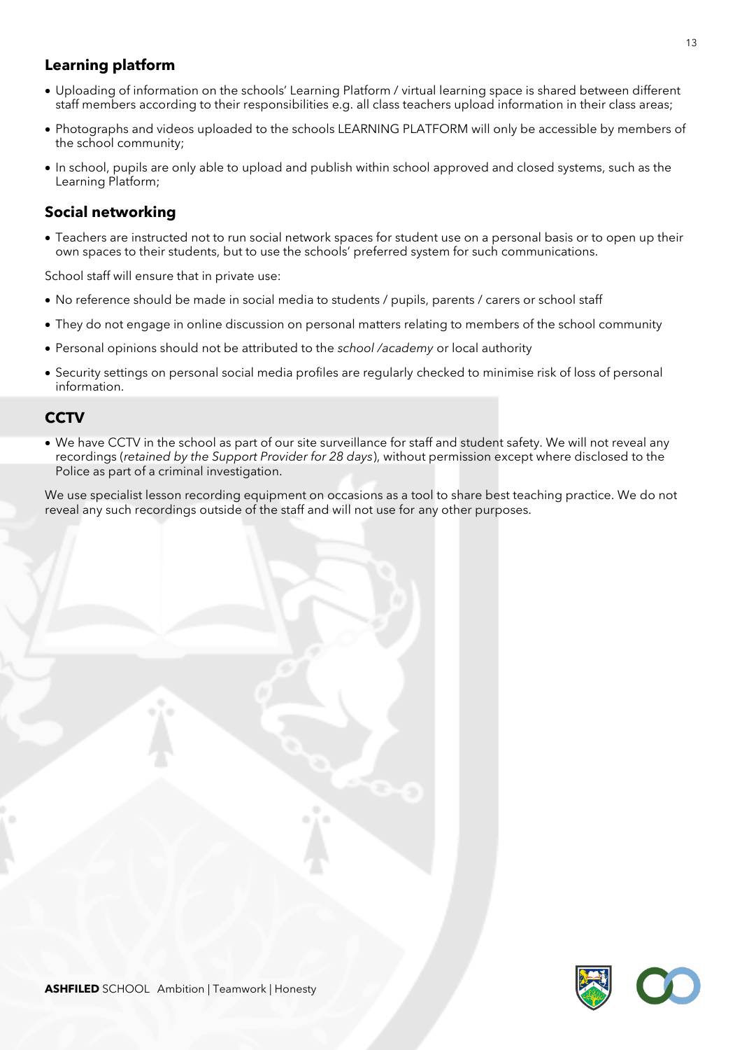## Learning platform

- Uploading of information on the schools' Learning Platform / virtual learning space is shared between different staff members according to their responsibilities e.g. all class teachers upload information in their class areas;
- Photographs and videos uploaded to the schools LEARNING PLATFORM will only be accessible by members of the school community;
- In school, pupils are only able to upload and publish within school approved and closed systems, such as the Learning Platform;

## Social networking

- Teachers are instructed not to run social network spaces for student use on a personal basis or to open up their own spaces to their students, but to use the schools' preferred system for such communications.

School staff will ensure that in private use:

- No reference should be made in social media to students / pupils, parents / carers or school staff
- They do not engage in online discussion on personal matters relating to members of the school community
- Personal opinions should not be attributed to the *school /academy* or local authority
- Security settings on personal social media profiles are regularly checked to minimise risk of loss of personal information.

## CCTV

- We have CCTV in the school as part of our site surveillance for staff and student safety. We will not reveal any recordings (*retained by the Support Provider for 28 days*), without permission except where disclosed to the Police as part of a criminal investigation.

We use specialist lesson recording equipment on occasions as a tool to share best teaching practice. We do not reveal any such recordings outside of the staff and will not use for any other purposes.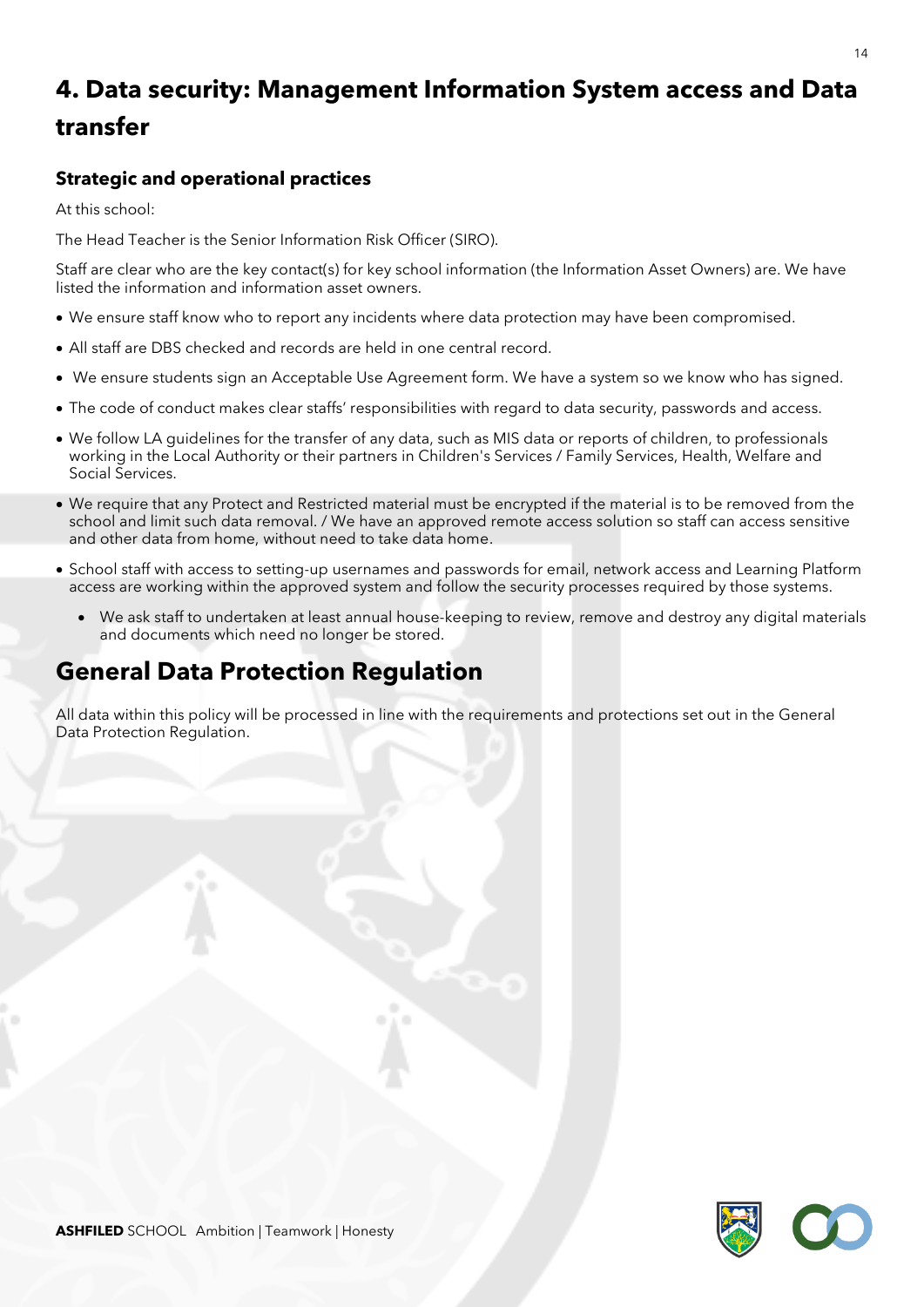# 4. Data security: Management Information System access and Data transfer

### Strategic and operational practices

At this school:

The Head Teacher is the Senior Information Risk Officer (SIRO).

Staff are clear who are the key contact(s) for key school information (the Information Asset Owners) are. We have listed the information and information asset owners.

- We ensure staff know who to report any incidents where data protection may have been compromised.
- All staff are DBS checked and records are held in one central record.
- We ensure students sign an Acceptable Use Agreement form. We have a system so we know who has signed.
- The code of conduct makes clear staffs' responsibilities with regard to data security, passwords and access.
- We follow LA guidelines for the transfer of any data, such as MIS data or reports of children, to professionals working in the Local Authority or their partners in Children's Services / Family Services, Health, Welfare and Social Services.
- We require that any Protect and Restricted material must be encrypted if the material is to be removed from the school and limit such data removal. / We have an approved remote access solution so staff can access sensitive and other data from home, without need to take data home.
- School staff with access to setting-up usernames and passwords for email, network access and Learning Platform access are working within the approved system and follow the security processes required by those systems.
  - We ask staff to undertaken at least annual house-keeping to review, remove and destroy any digital materials and documents which need no longer be stored.

## General Data Protection Regulation

All data within this policy will be processed in line with the requirements and protections set out in the General Data Protection Regulation.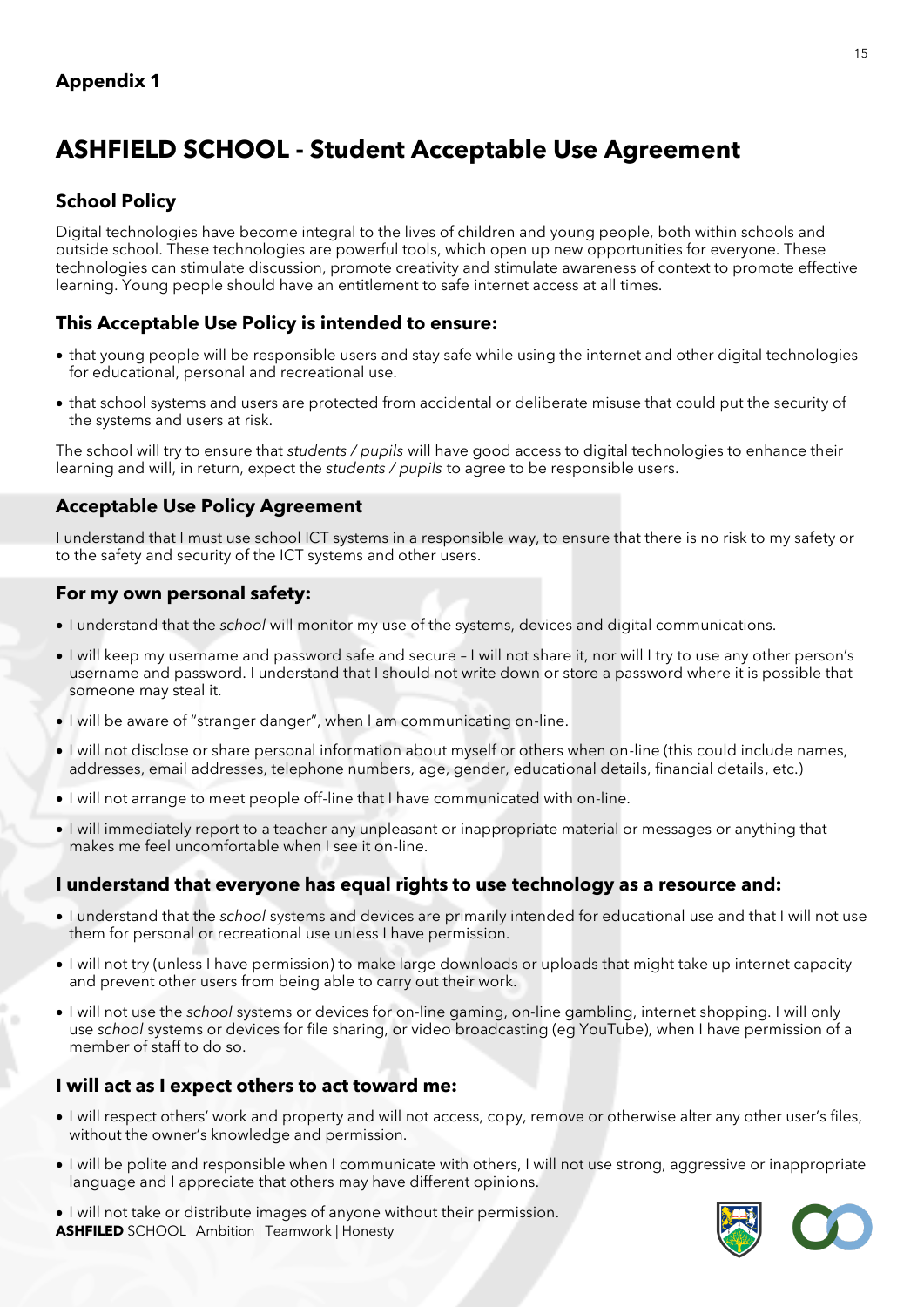**Appendix 1**

# ASHFIELD SCHOOL - Student Acceptable Use Agreement

## School Policy

Digital technologies have become integral to the lives of children and young people, both within schools and outside school. These technologies are powerful tools, which open up new opportunities for everyone. These technologies can stimulate discussion, promote creativity and stimulate awareness of context to promote effective learning. Young people should have an entitlement to safe internet access at all times.

## This Acceptable Use Policy is intended to ensure:

- that young people will be responsible users and stay safe while using the internet and other digital technologies for educational, personal and recreational use.
- that school systems and users are protected from accidental or deliberate misuse that could put the security of the systems and users at risk.

The school will try to ensure that *students / pupils* will have good access to digital technologies to enhance their learning and will, in return, expect the *students / pupils* to agree to be responsible users.

## Acceptable Use Policy Agreement

I understand that I must use school ICT systems in a responsible way, to ensure that there is no risk to my safety or to the safety and security of the ICT systems and other users.

## For my own personal safety:

- I understand that the *school* will monitor my use of the systems, devices and digital communications.
- I will keep my username and password safe and secure – I will not share it, nor will I try to use any other person's username and password. I understand that I should not write down or store a password where it is possible that someone may steal it.
- I will be aware of "stranger danger", when I am communicating on-line.
- I will not disclose or share personal information about myself or others when on-line (this could include names, addresses, email addresses, telephone numbers, age, gender, educational details, financial details, etc.)
- I will not arrange to meet people off-line that I have communicated with on-line.
- I will immediately report to a teacher any unpleasant or inappropriate material or messages or anything that makes me feel uncomfortable when I see it on-line.

## I understand that everyone has equal rights to use technology as a resource and:

- I understand that the *school* systems and devices are primarily intended for educational use and that I will not use them for personal or recreational use unless I have permission.
- I will not try (unless I have permission) to make large downloads or uploads that might take up internet capacity and prevent other users from being able to carry out their work.
- I will not use the *school* systems or devices for on-line gaming, on-line gambling, internet shopping. I will only use *school* systems or devices for file sharing, or video broadcasting (eg YouTube), when I have permission of a member of staff to do so.

## I will act as I expect others to act toward me:

- I will respect others' work and property and will not access, copy, remove or otherwise alter any other user's files, without the owner's knowledge and permission.
- I will be polite and responsible when I communicate with others, I will not use strong, aggressive or inappropriate language and I appreciate that others may have different opinions.
- I will not take or distribute images of anyone without their permission.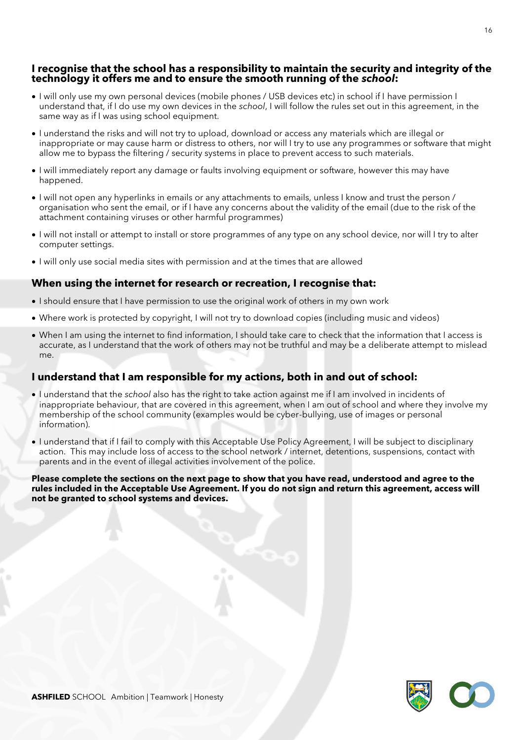### **I recognise that the school has a responsibility to maintain the security and integrity of the technology it offers me and to ensure the smooth running of the *school*:**

- I will only use my own personal devices (mobile phones / USB devices etc) in school if I have permission I understand that, if I do use my own devices in the *school*, I will follow the rules set out in this agreement, in the same way as if I was using school equipment.
- I understand the risks and will not try to upload, download or access any materials which are illegal or inappropriate or may cause harm or distress to others, nor will I try to use any programmes or software that might allow me to bypass the filtering / security systems in place to prevent access to such materials.
- I will immediately report any damage or faults involving equipment or software, however this may have happened.
- I will not open any hyperlinks in emails or any attachments to emails, unless I know and trust the person / organisation who sent the email, or if I have any concerns about the validity of the email (due to the risk of the attachment containing viruses or other harmful programmes)
- I will not install or attempt to install or store programmes of any type on any school device, nor will I try to alter computer settings.
- I will only use social media sites with permission and at the times that are allowed

### **When using the internet for research or recreation, I recognise that:**

- I should ensure that I have permission to use the original work of others in my own work
- Where work is protected by copyright, I will not try to download copies (including music and videos)
- When I am using the internet to find information, I should take care to check that the information that I access is accurate, as I understand that the work of others may not be truthful and may be a deliberate attempt to mislead me.

### **I understand that I am responsible for my actions, both in and out of school:**

- I understand that the *school* also has the right to take action against me if I am involved in incidents of inappropriate behaviour, that are covered in this agreement, when I am out of school and where they involve my membership of the school community (examples would be cyber-bullying, use of images or personal information).
- I understand that if I fail to comply with this Acceptable Use Policy Agreement, I will be subject to disciplinary action. This may include loss of access to the school network / internet, detentions, suspensions, contact with parents and in the event of illegal activities involvement of the police.

**Please complete the sections on the next page to show that you have read, understood and agree to the rules included in the Acceptable Use Agreement. If you do not sign and return this agreement, access will not be granted to school systems and devices.**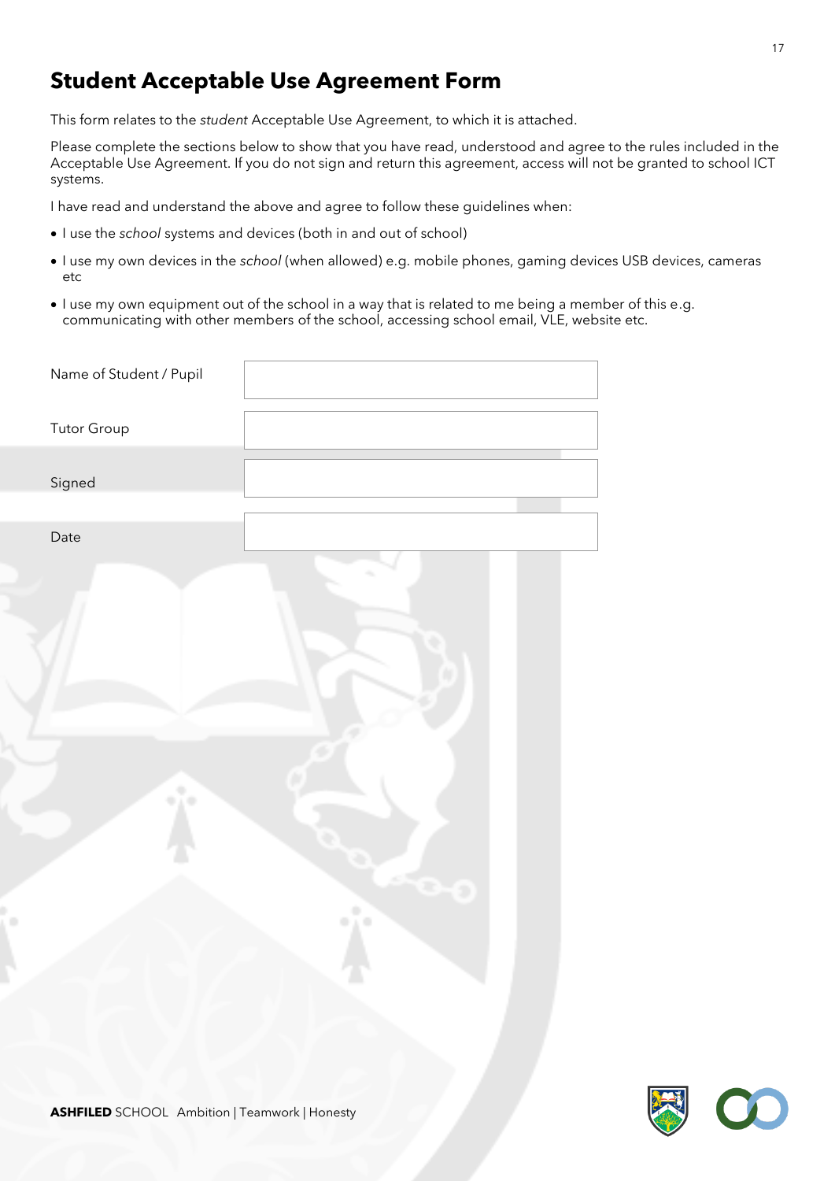# Student Acceptable Use Agreement Form

This form relates to the *student* Acceptable Use Agreement, to which it is attached.

Please complete the sections below to show that you have read, understood and agree to the rules included in the Acceptable Use Agreement. If you do not sign and return this agreement, access will not be granted to school ICT systems.

I have read and understand the above and agree to follow these guidelines when:

- I use the *school* systems and devices (both in and out of school)
- I use my own devices in the *school* (when allowed) e.g. mobile phones, gaming devices USB devices, cameras etc
- I use my own equipment out of the school in a way that is related to me being a member of this e.g. communicating with other members of the school, accessing school email, VLE, website etc.

| | |
|---|---|
| Name of Student / Pupil | |
| Tutor Group | |
| Signed | |
| Date | |

**ASHFILED** SCHOOL Ambition | Teamwork | Honesty